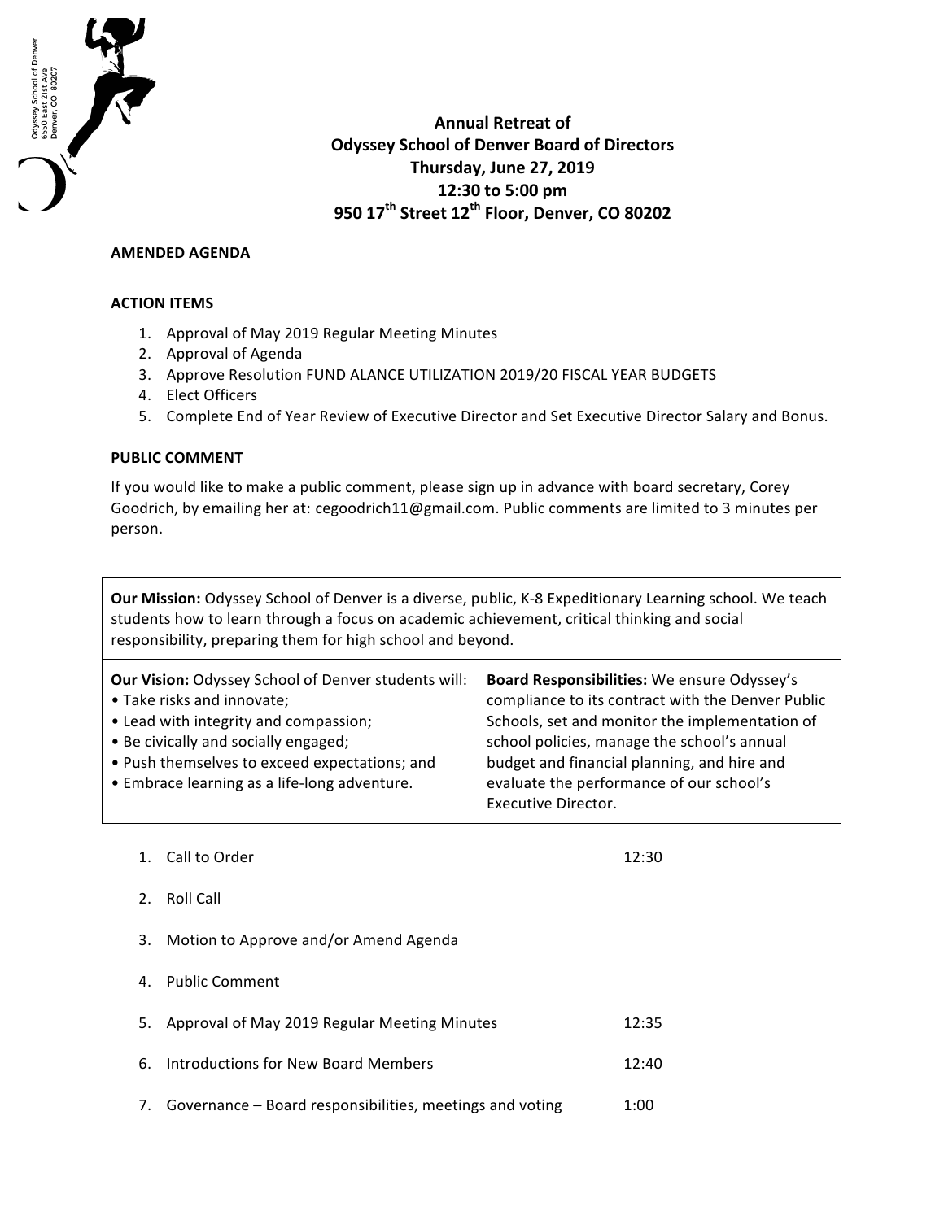Odyssey School of Denver
6550 East 21st Ave
Denver, CO 80207

# Annual Retreat of
# Odyssey School of Denver Board of Directors
## Thursday, June 27, 2019
## 12:30 to 5:00 pm
## 950 17th Street 12th Floor, Denver, CO 80202

**AMENDED AGENDA**

**ACTION ITEMS**

1. Approval of May 2019 Regular Meeting Minutes
2. Approval of Agenda
3. Approve Resolution FUND ALANCE UTILIZATION 2019/20 FISCAL YEAR BUDGETS
4. Elect Officers
5. Complete End of Year Review of Executive Director and Set Executive Director Salary and Bonus.

**PUBLIC COMMENT**

If you would like to make a public comment, please sign up in advance with board secretary, Corey Goodrich, by emailing her at: cegoodrich11@gmail.com. Public comments are limited to 3 minutes per person.

| **Our Mission:** Odyssey School of Denver is a diverse, public, K-8 Expeditionary Learning school. We teach students how to learn through a focus on academic achievement, critical thinking and social responsibility, preparing them for high school and beyond. | |
|---|---|
| **Our Vision:** Odyssey School of Denver students will:<br>• Take risks and innovate;<br>• Lead with integrity and compassion;<br>• Be civically and socially engaged;<br>• Push themselves to exceed expectations; and<br>• Embrace learning as a life-long adventure. | **Board Responsibilities:** We ensure Odyssey's compliance to its contract with the Denver Public Schools, set and monitor the implementation of school policies, manage the school's annual budget and financial planning, and hire and evaluate the performance of our school's Executive Director. |

1. Call to Order 12:30
2. Roll Call
3. Motion to Approve and/or Amend Agenda
4. Public Comment
5. Approval of May 2019 Regular Meeting Minutes 12:35
6. Introductions for New Board Members 12:40
7. Governance – Board responsibilities, meetings and voting 1:00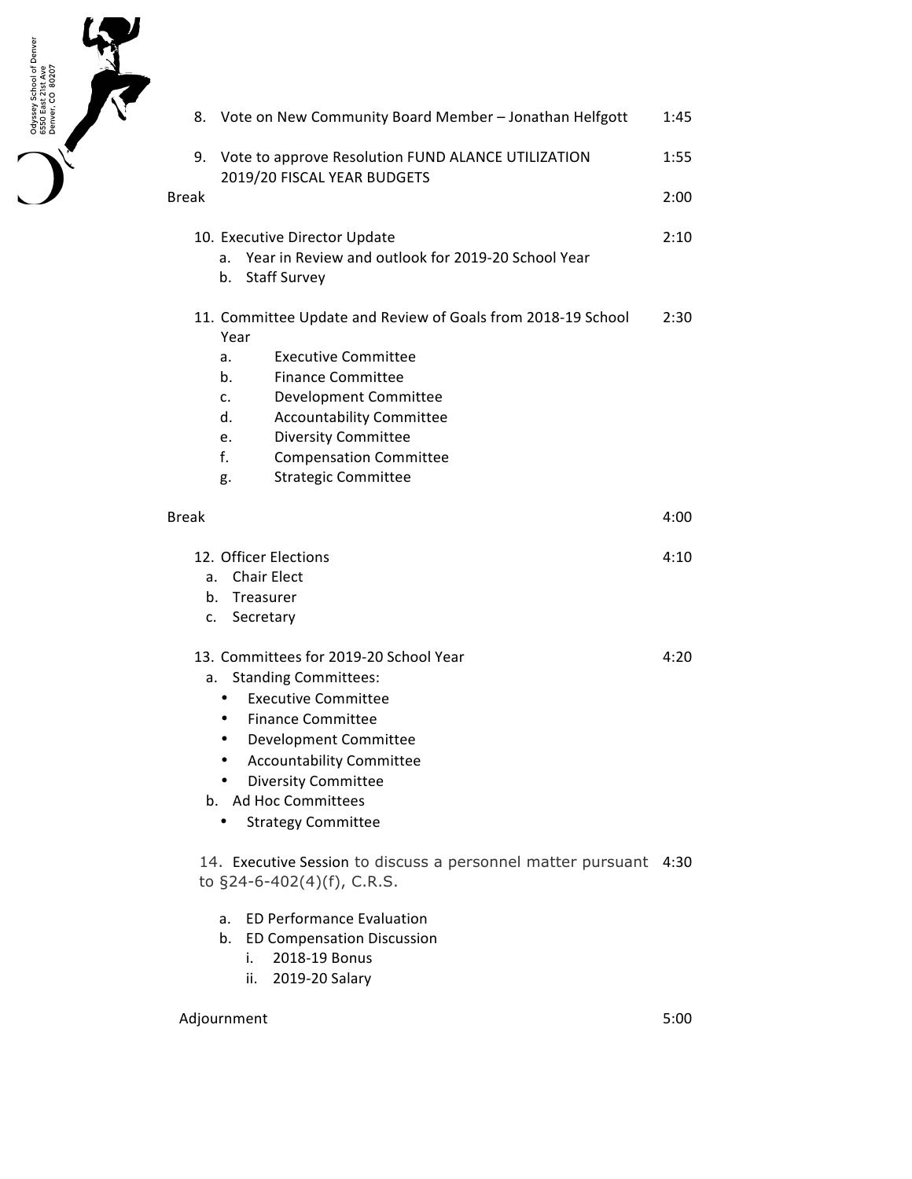8. Vote on New Community Board Member – Jonathan Helfgott 1:45

9. Vote to approve Resolution FUND ALANCE UTILIZATION 2019/20 FISCAL YEAR BUDGETS 1:55

Break 2:00

10. Executive Director Update 2:10
    a. Year in Review and outlook for 2019-20 School Year
    b. Staff Survey

11. Committee Update and Review of Goals from 2018-19 School Year 2:30
    a. Executive Committee
    b. Finance Committee
    c. Development Committee
    d. Accountability Committee
    e. Diversity Committee
    f. Compensation Committee
    g. Strategic Committee

Break 4:00

12. Officer Elections 4:10
    a. Chair Elect
    b. Treasurer
    c. Secretary

13. Committees for 2019-20 School Year 4:20
    a. Standing Committees:
       - Executive Committee
       - Finance Committee
       - Development Committee
       - Accountability Committee
       - Diversity Committee
    b. Ad Hoc Committees
       - Strategy Committee

14. Executive Session to discuss a personnel matter pursuant to §24-6-402(4)(f), C.R.S. 4:30
    a. ED Performance Evaluation
    b. ED Compensation Discussion
       i. 2018-19 Bonus
       ii. 2019-20 Salary

Adjournment 5:00